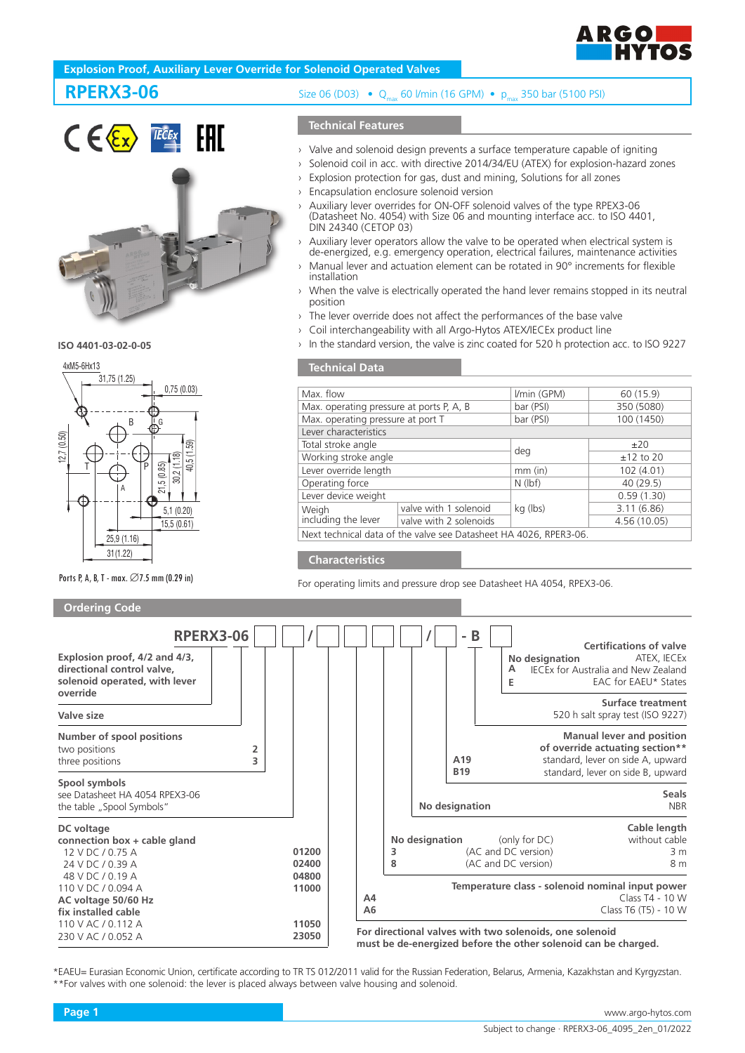Explosion Proof, Auxiliary Lever Override for Solenoid Operated Valves

# RPERX3-06

Size 06 (D03) • $Q_{max}$ 60 l/min (16 GPM) • $p_{max}$ 350 bar (5100 PSI)

ISO 4401-03-02-0-05

Ports P, A, B, T - max. ∅7.5 mm (0.29 in)

## Technical Features

- Valve and solenoid design prevents a surface temperature capable of igniting
- Solenoid coil in acc. with directive 2014/34/EU (ATEX) for explosion-hazard zones
- Explosion protection for gas, dust and mining, Solutions for all zones
- Encapsulation enclosure solenoid version
- Auxiliary lever overrides for ON-OFF solenoid valves of the type RPEX3-06 (Datasheet No. 4054) with Size 06 and mounting interface acc. to ISO 4401, DIN 24340 (CETOP 03)
- Auxiliary lever operators allow the valve to be operated when electrical system is de-energized, e.g. emergency operation, electrical failures, maintenance activities
- Manual lever and actuation element can be rotated in 90° increments for flexible installation
- When the valve is electrically operated the hand lever remains stopped in its neutral position
- The lever override does not affect the performances of the base valve
- Coil interchangeability with all Argo-Hytos ATEX/IECEx product line
- In the standard version, the valve is zinc coated for 520 h protection acc. to ISO 9227

## Technical Data

| | | | |
|---|---|---|---|
| Max. flow | | l/min (GPM) | 60 (15.9) |
| Max. operating pressure at ports P, A, B | | bar (PSI) | 350 (5080) |
| Max. operating pressure at port T | | bar (PSI) | 100 (1450) |
| Lever characteristics | | | |
| Total stroke angle | | deg | ±20 |
| Working stroke angle | | deg | ±12 to 20 |
| Lever override length | | mm (in) | 102 (4.01) |
| Operating force | | N (lbf) | 40 (29.5) |
| Lever device weight | | kg (lbs) | 0.59 (1.30) |
| Weigh including the lever | valve with 1 solenoid | kg (lbs) | 3.11 (6.86) |
| | valve with 2 solenoids | kg (lbs) | 4.56 (10.05) |
| Next technical data of the valve see Datasheet HA 4026, RPER3-06. | | | |

## Characteristics

For operating limits and pressure drop see Datasheet HA 4054, RPEX3-06.

## Ordering Code

RPERX3-06 [ ] [ ] / [ ] [ ] [ ] [ ] [ ] / [ ] - B [ ]

**Explosion proof, 4/2 and 4/3, directional control valve, solenoid operated, with lever override**

**Valve size**

**Number of spool positions**
- two positions — **2**
- three positions — **3**

**Spool symbols**
see Datasheet HA 4054 RPEX3-06 the table „Spool Symbols"

**DC voltage connection box + cable gland**
- 12 V DC / 0.75 A — **01200**
- 24 V DC / 0.39 A — **02400**
- 48 V DC / 0.19 A — **04800**
- 110 V DC / 0.094 A — **11000**

**AC voltage 50/60 Hz fix installed cable**
- 110 V AC / 0.112 A — **11050**
- 230 V AC / 0.052 A — **23050**

**Certifications of valve**
- **No designation** — ATEX, IECEx
- **A** — IECEx for Australia and New Zealand
- **E** — EAC for EAEU* States

**Surface treatment**
520 h salt spray test (ISO 9227)

**Manual lever and position of override actuating section****
- **A19** — standard, lever on side A, upward
- **B19** — standard, lever on side B, upward

**Seals**
- **No designation** — NBR

**Cable length**
- **No designation** (only for DC) — without cable
- **3** (AC and DC version) — 3 m
- **8** (AC and DC version) — 8 m

**Temperature class - solenoid nominal input power**
- **A4** — Class T4 - 10 W
- **A6** — Class T6 (T5) - 10 W

**For directional valves with two solenoids, one solenoid must be de-energized before the other solenoid can be charged.**

*EAEU= Eurasian Economic Union, certificate according to TR TS 012/2011 valid for the Russian Federation, Belarus, Armenia, Kazakhstan and Kyrgyzstan.
**For valves with one solenoid: the lever is placed always between valve housing and solenoid.

www.argo-hytos.com

Subject to change · RPERX3-06_4095_2en_01/2022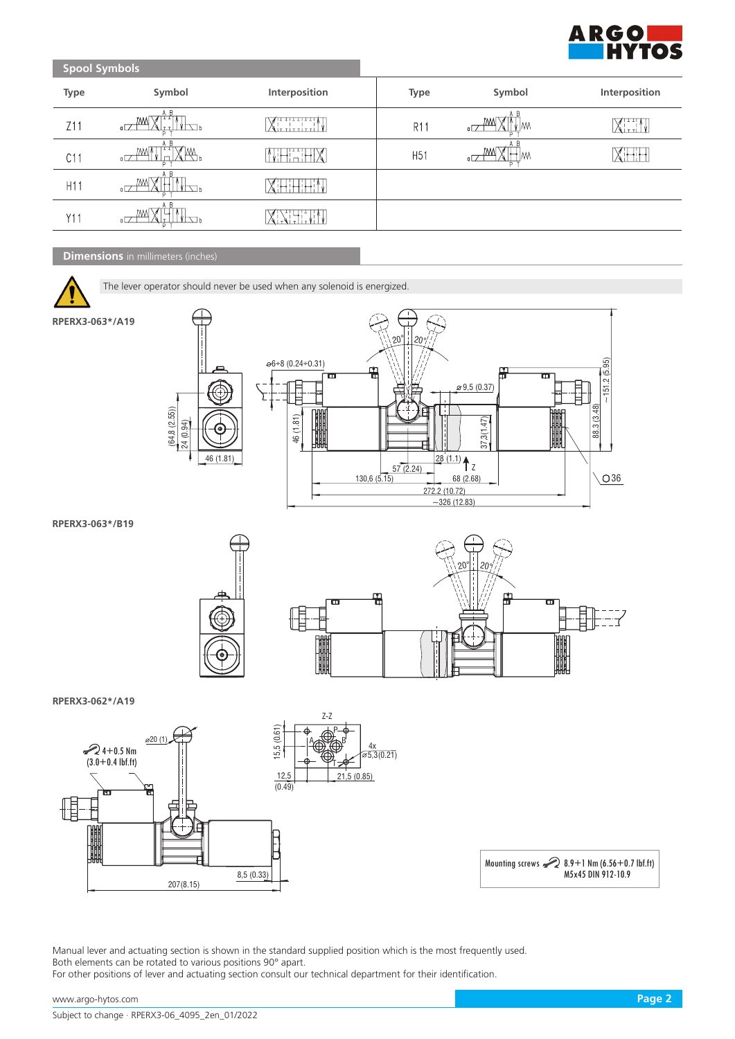## Spool Symbols

| Type | Symbol | Interposition | Type | Symbol | Interposition |
|---|---|---|---|---|---|
| Z11 | | | R11 | | |
| C11 | | | H51 | | |
| H11 | | | | | |
| Y11 | | | | | |

## Dimensions in millimeters (inches)

The lever operator should never be used when any solenoid is energized.

**RPERX3-063*/A19**

⌀6÷8 (0.24÷0.31)

20°

20°

⌀9,5 (0.37)

~151,2 (5.95)

88,3 (3.48)

(64,8 (2.55))

24 (0.94)

46 (1.81)

46 (1.81)

37,3 (1.47)

28 (1.1)

Z

57 (2.24)

130,6 (5.15)

68 (2.68)

272,2 (10.72)

~326 (12.83)

36

**RPERX3-063*/B19**

20°

20°

**RPERX3-062*/A19**

4+0.5 Nm (3.0+0.4 lbf.ft)

⌀20 (1)

Z-Z

15,5 (0.61)

P

A

B

T

4x ⌀5,3(0.21)

12,5 (0.49)

21,5 (0.85)

8,5 (0.33)

207(8.15)

Mounting screws 8.9+1 Nm (6.56+0.7 lbf.ft) M5x45 DIN 912-10.9

Manual lever and actuating section is shown in the standard supplied position which is the most frequently used.
Both elements can be rotated to various positions 90° apart.
For other positions of lever and actuating section consult our technical department for their identification.

www.argo-hytos.com

Subject to change · RPERX3-06_4095_2en_01/2022